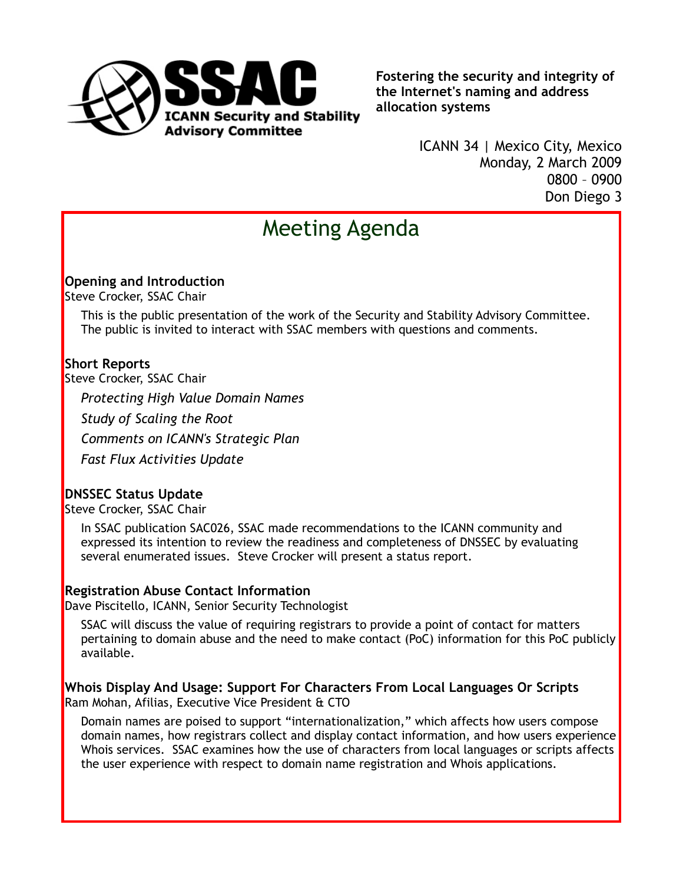# SSAC

**ICANN Security and Stability Advisory Committee**

**Fostering the security and integrity of the Internet's naming and address allocation systems**

ICANN 34 | Mexico City, Mexico
Monday, 2 March 2009
0800 – 0900
Don Diego 3

## Meeting Agenda

### Opening and Introduction

Steve Crocker, SSAC Chair

This is the public presentation of the work of the Security and Stability Advisory Committee. The public is invited to interact with SSAC members with questions and comments.

### Short Reports

Steve Crocker, SSAC Chair

*Protecting High Value Domain Names*

*Study of Scaling the Root*

*Comments on ICANN's Strategic Plan*

*Fast Flux Activities Update*

### DNSSEC Status Update

Steve Crocker, SSAC Chair

In SSAC publication SAC026, SSAC made recommendations to the ICANN community and expressed its intention to review the readiness and completeness of DNSSEC by evaluating several enumerated issues. Steve Crocker will present a status report.

### Registration Abuse Contact Information

Dave Piscitello, ICANN, Senior Security Technologist

SSAC will discuss the value of requiring registrars to provide a point of contact for matters pertaining to domain abuse and the need to make contact (PoC) information for this PoC publicly available.

### Whois Display And Usage: Support For Characters From Local Languages Or Scripts

Ram Mohan, Afilias, Executive Vice President & CTO

Domain names are poised to support “internationalization,” which affects how users compose domain names, how registrars collect and display contact information, and how users experience Whois services. SSAC examines how the use of characters from local languages or scripts affects the user experience with respect to domain name registration and Whois applications.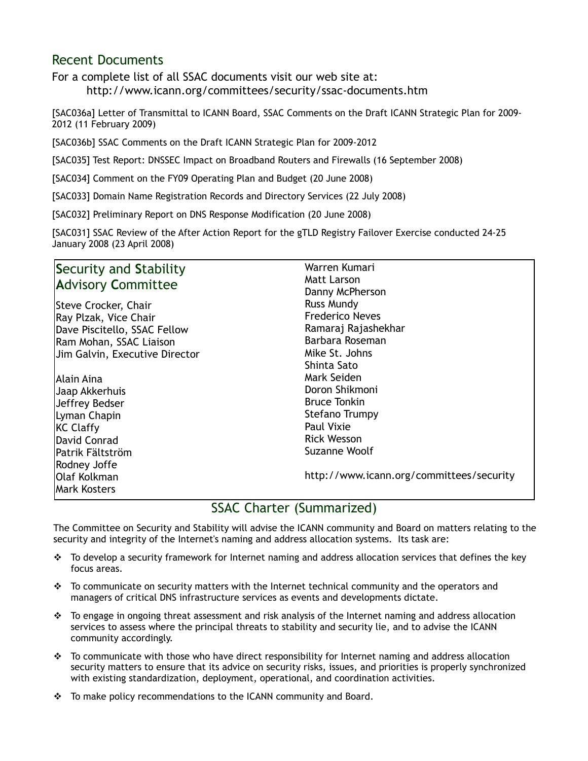## Recent Documents

For a complete list of all SSAC documents visit our web site at:
http://www.icann.org/committees/security/ssac-documents.htm

[SAC036a] Letter of Transmittal to ICANN Board, SSAC Comments on the Draft ICANN Strategic Plan for 2009-2012 (11 February 2009)

[SAC036b] SSAC Comments on the Draft ICANN Strategic Plan for 2009-2012

[SAC035] Test Report: DNSSEC Impact on Broadband Routers and Firewalls (16 September 2008)

[SAC034] Comment on the FY09 Operating Plan and Budget (20 June 2008)

[SAC033] Domain Name Registration Records and Directory Services (22 July 2008)

[SAC032] Preliminary Report on DNS Response Modification (20 June 2008)

[SAC031] SSAC Review of the After Action Report for the gTLD Registry Failover Exercise conducted 24-25 January 2008 (23 April 2008)

## **S**ecurity and **S**tability **A**dvisory **C**ommittee

Steve Crocker, Chair
Ray Plzak, Vice Chair
Dave Piscitello, SSAC Fellow
Ram Mohan, SSAC Liaison
Jim Galvin, Executive Director

Alain Aina
Jaap Akkerhuis
Jeffrey Bedser
Lyman Chapin
KC Claffy
David Conrad
Patrik Fältström
Rodney Joffe
Olaf Kolkman
Mark Kosters
Warren Kumari
Matt Larson
Danny McPherson
Russ Mundy
Frederico Neves
Ramaraj Rajashekhar
Barbara Roseman
Mike St. Johns
Shinta Sato
Mark Seiden
Doron Shikmoni
Bruce Tonkin
Stefano Trumpy
Paul Vixie
Rick Wesson
Suzanne Woolf

http://www.icann.org/committees/security

## SSAC Charter (Summarized)

The Committee on Security and Stability will advise the ICANN community and Board on matters relating to the security and integrity of the Internet's naming and address allocation systems. Its task are:

- To develop a security framework for Internet naming and address allocation services that defines the key focus areas.
- To communicate on security matters with the Internet technical community and the operators and managers of critical DNS infrastructure services as events and developments dictate.
- To engage in ongoing threat assessment and risk analysis of the Internet naming and address allocation services to assess where the principal threats to stability and security lie, and to advise the ICANN community accordingly.
- To communicate with those who have direct responsibility for Internet naming and address allocation security matters to ensure that its advice on security risks, issues, and priorities is properly synchronized with existing standardization, deployment, operational, and coordination activities.
- To make policy recommendations to the ICANN community and Board.